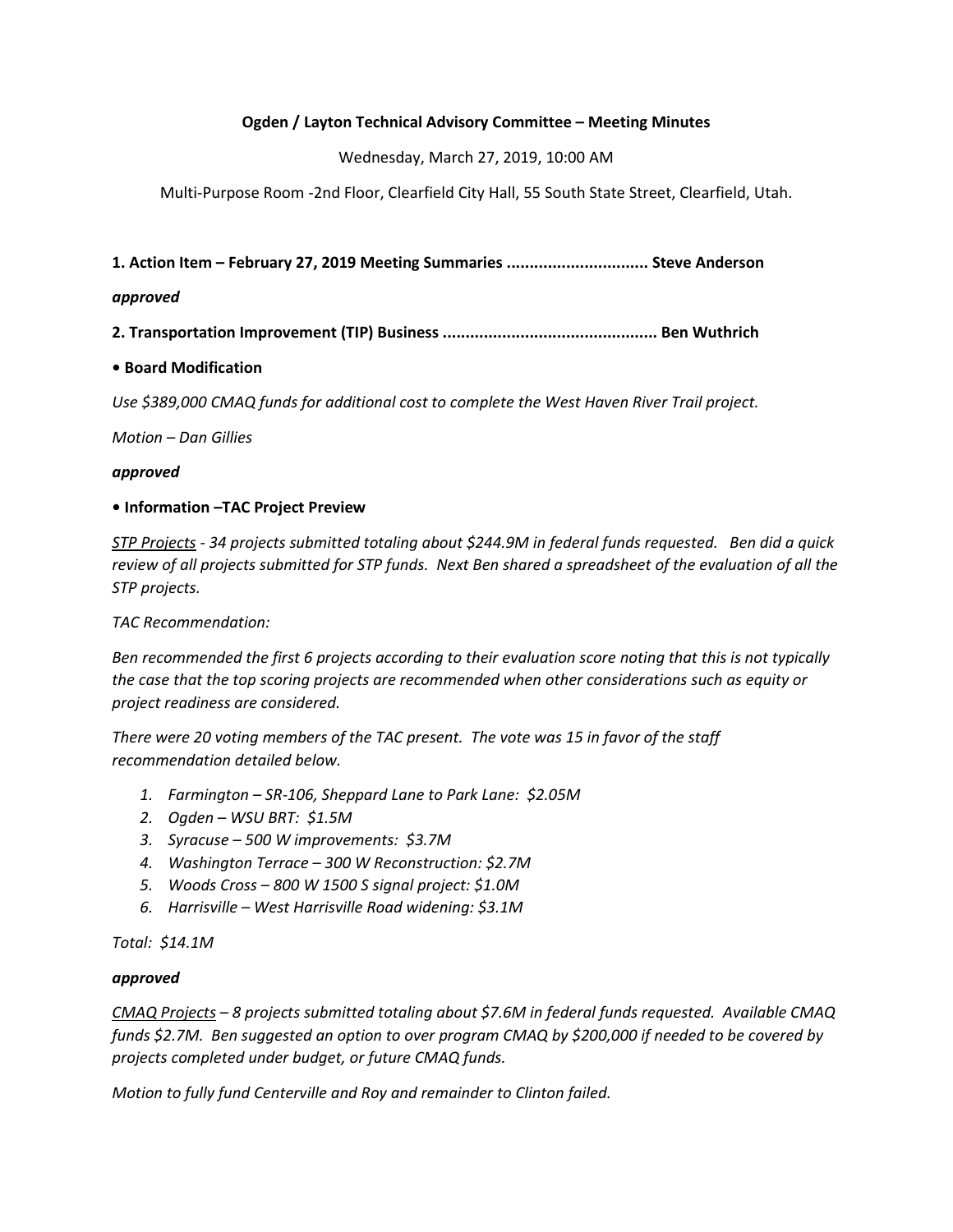**Ogden / Layton Technical Advisory Committee – Meeting Minutes**

Wednesday, March 27, 2019, 10:00 AM

Multi-Purpose Room -2nd Floor, Clearfield City Hall, 55 South State Street, Clearfield, Utah.

**1. Action Item – February 27, 2019 Meeting Summaries .............................. Steve Anderson**

***approved***

**2. Transportation Improvement (TIP) Business .............................................. Ben Wuthrich**

**• Board Modification**

*Use $389,000 CMAQ funds for additional cost to complete the West Haven River Trail project.*

*Motion – Dan Gillies*

***approved***

**• Information –TAC Project Preview**

*<u>STP Projects</u> - 34 projects submitted totaling about $244.9M in federal funds requested. Ben did a quick review of all projects submitted for STP funds. Next Ben shared a spreadsheet of the evaluation of all the STP projects.*

*TAC Recommendation:*

*Ben recommended the first 6 projects according to their evaluation score noting that this is not typically the case that the top scoring projects are recommended when other considerations such as equity or project readiness are considered.*

*There were 20 voting members of the TAC present. The vote was 15 in favor of the staff recommendation detailed below.*

1. *Farmington – SR-106, Sheppard Lane to Park Lane: $2.05M*
2. *Ogden – WSU BRT: $1.5M*
3. *Syracuse – 500 W improvements: $3.7M*
4. *Washington Terrace – 300 W Reconstruction: $2.7M*
5. *Woods Cross – 800 W 1500 S signal project: $1.0M*
6. *Harrisville – West Harrisville Road widening: $3.1M*

*Total: $14.1M*

***approved***

*<u>CMAQ Projects</u> – 8 projects submitted totaling about $7.6M in federal funds requested. Available CMAQ funds $2.7M. Ben suggested an option to over program CMAQ by $200,000 if needed to be covered by projects completed under budget, or future CMAQ funds.*

*Motion to fully fund Centerville and Roy and remainder to Clinton failed.*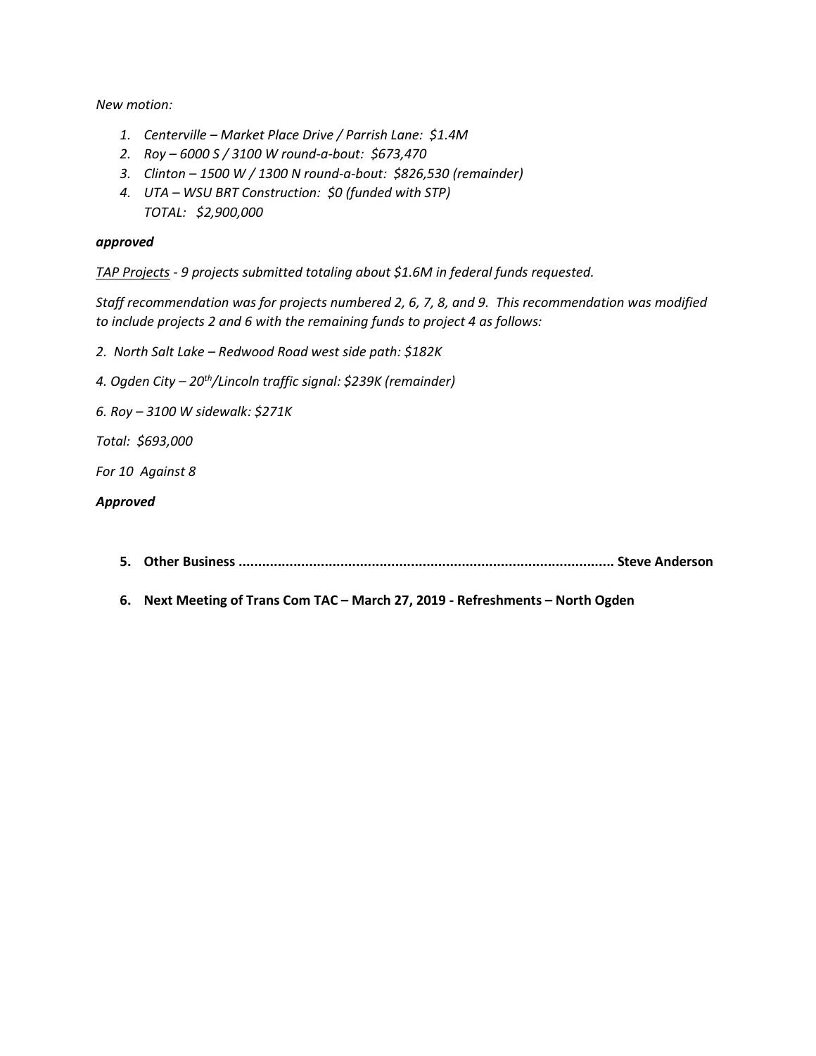*New motion:*

1. *Centerville – Market Place Drive / Parrish Lane: $1.4M*
2. *Roy – 6000 S / 3100 W round-a-bout: $673,470*
3. *Clinton – 1500 W / 1300 N round-a-bout: $826,530 (remainder)*
4. *UTA – WSU BRT Construction: $0 (funded with STP)*
   *TOTAL: $2,900,000*

***approved***

*<u>TAP Projects</u> - 9 projects submitted totaling about $1.6M in federal funds requested.*

*Staff recommendation was for projects numbered 2, 6, 7, 8, and 9. This recommendation was modified to include projects 2 and 6 with the remaining funds to project 4 as follows:*

*2. North Salt Lake – Redwood Road west side path: $182K*

*4. Ogden City – 20th/Lincoln traffic signal: $239K (remainder)*

*6. Roy – 3100 W sidewalk: $271K*

*Total: $693,000*

*For 10 Against 8*

***Approved***

5. **Other Business .............................................................................................. Steve Anderson**

6. **Next Meeting of Trans Com TAC – March 27, 2019 - Refreshments – North Ogden**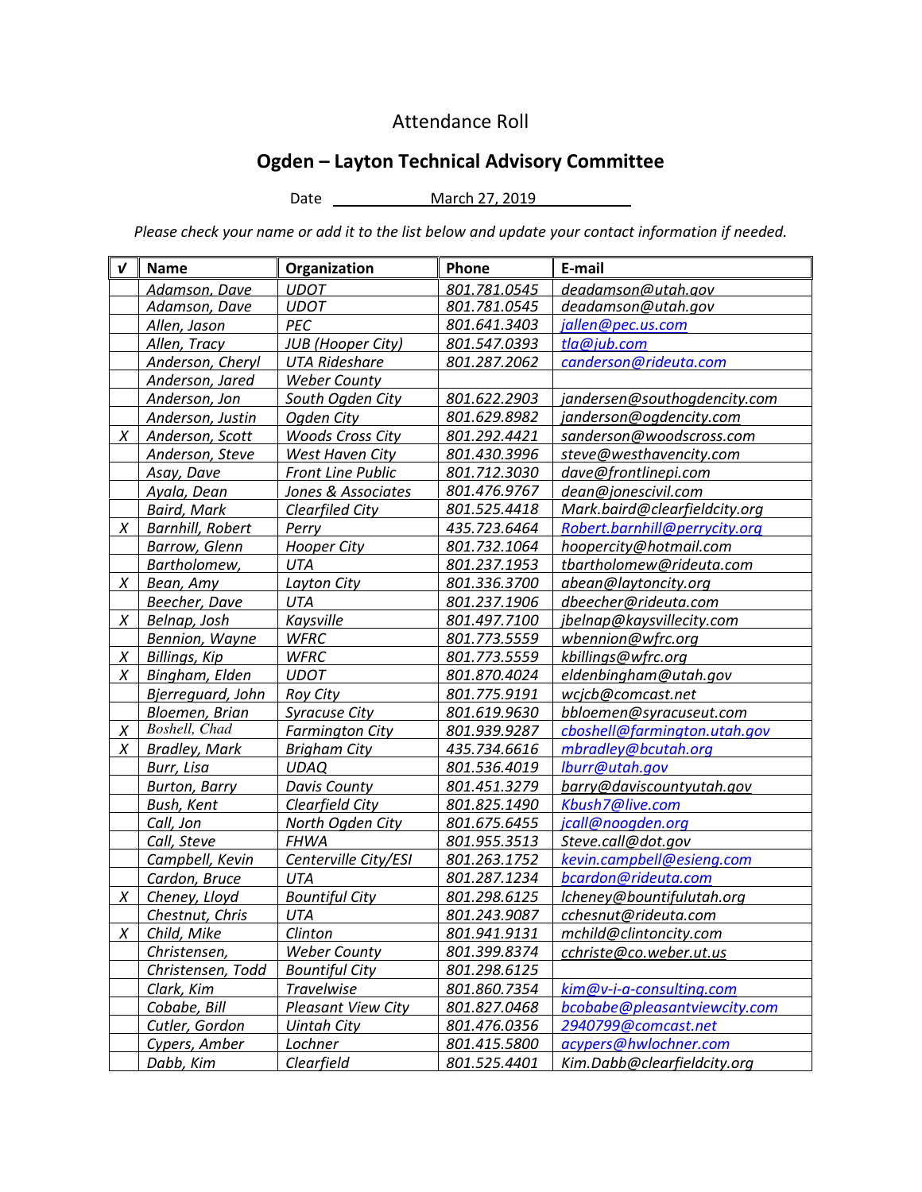# Attendance Roll

## Ogden – Layton Technical Advisory Committee

Date March 27, 2019

*Please check your name or add it to the list below and update your contact information if needed.*

| √ | Name | Organization | Phone | E-mail |
|---|---|---|---|---|
| | *Adamson, Dave* | *UDOT* | *801.781.0545* | *deadamson@utah.gov* |
| | *Adamson, Dave* | *UDOT* | *801.781.0545* | *deadamson@utah.gov* |
| | *Allen, Jason* | *PEC* | *801.641.3403* | *jallen@pec.us.com* |
| | *Allen, Tracy* | *JUB (Hooper City)* | *801.547.0393* | *tla@jub.com* |
| | *Anderson, Cheryl* | *UTA Rideshare* | *801.287.2062* | *canderson@rideuta.com* |
| | *Anderson, Jared* | *Weber County* | | |
| | *Anderson, Jon* | *South Ogden City* | *801.622.2903* | *jandersen@southogdencity.com* |
| | *Anderson, Justin* | *Ogden City* | *801.629.8982* | *janderson@ogdencity.com* |
| *X* | *Anderson, Scott* | *Woods Cross City* | *801.292.4421* | *sanderson@woodscross.com* |
| | *Anderson, Steve* | *West Haven City* | *801.430.3996* | *steve@westhavencity.com* |
| | *Asay, Dave* | *Front Line Public* | *801.712.3030* | *dave@frontlinepi.com* |
| | *Ayala, Dean* | *Jones & Associates* | *801.476.9767* | *dean@jonescivil.com* |
| | *Baird, Mark* | *Clearfiled City* | *801.525.4418* | *Mark.baird@clearfieldcity.org* |
| *X* | *Barnhill, Robert* | *Perry* | *435.723.6464* | *Robert.barnhill@perrycity.org* |
| | *Barrow, Glenn* | *Hooper City* | *801.732.1064* | *hoopercity@hotmail.com* |
| | *Bartholomew,* | *UTA* | *801.237.1953* | *tbartholomew@rideuta.com* |
| *X* | *Bean, Amy* | *Layton City* | *801.336.3700* | *abean@laytoncity.org* |
| | *Beecher, Dave* | *UTA* | *801.237.1906* | *dbeecher@rideuta.com* |
| *X* | *Belnap, Josh* | *Kaysville* | *801.497.7100* | *jbelnap@kaysvillecity.com* |
| | *Bennion, Wayne* | *WFRC* | *801.773.5559* | *wbennion@wfrc.org* |
| *X* | *Billings, Kip* | *WFRC* | *801.773.5559* | *kbillings@wfrc.org* |
| *X* | *Bingham, Elden* | *UDOT* | *801.870.4024* | *eldenbingham@utah.gov* |
| | *Bjerreguard, John* | *Roy City* | *801.775.9191* | *wcjcb@comcast.net* |
| | *Bloemen, Brian* | *Syracuse City* | *801.619.9630* | *bbloemen@syracuseut.com* |
| *X* | *Boshell, Chad* | *Farmington City* | *801.939.9287* | *cboshell@farmington.utah.gov* |
| *X* | *Bradley, Mark* | *Brigham City* | *435.734.6616* | *mbradley@bcutah.org* |
| | *Burr, Lisa* | *UDAQ* | *801.536.4019* | *lburr@utah.gov* |
| | *Burton, Barry* | *Davis County* | *801.451.3279* | *barry@daviscountyutah.gov* |
| | *Bush, Kent* | *Clearfield City* | *801.825.1490* | *Kbush7@live.com* |
| | *Call, Jon* | *North Ogden City* | *801.675.6455* | *jcall@noogden.org* |
| | *Call, Steve* | *FHWA* | *801.955.3513* | *Steve.call@dot.gov* |
| | *Campbell, Kevin* | *Centerville City/ESI* | *801.263.1752* | *kevin.campbell@esieng.com* |
| | *Cardon, Bruce* | *UTA* | *801.287.1234* | *bcardon@rideuta.com* |
| *X* | *Cheney, Lloyd* | *Bountiful City* | *801.298.6125* | *lcheney@bountifulutah.org* |
| | *Chestnut, Chris* | *UTA* | *801.243.9087* | *cchesnut@rideuta.com* |
| *X* | *Child, Mike* | *Clinton* | *801.941.9131* | *mchild@clintoncity.com* |
| | *Christensen,* | *Weber County* | *801.399.8374* | *cchriste@co.weber.ut.us* |
| | *Christensen, Todd* | *Bountiful City* | *801.298.6125* | |
| | *Clark, Kim* | *Travelwise* | *801.860.7354* | *kim@v-i-a-consulting.com* |
| | *Cobabe, Bill* | *Pleasant View City* | *801.827.0468* | *bcobabe@pleasantviewcity.com* |
| | *Cutler, Gordon* | *Uintah City* | *801.476.0356* | *2940799@comcast.net* |
| | *Cypers, Amber* | *Lochner* | *801.415.5800* | *acypers@hwlochner.com* |
| | *Dabb, Kim* | *Clearfield* | *801.525.4401* | *Kim.Dabb@clearfieldcity.org* |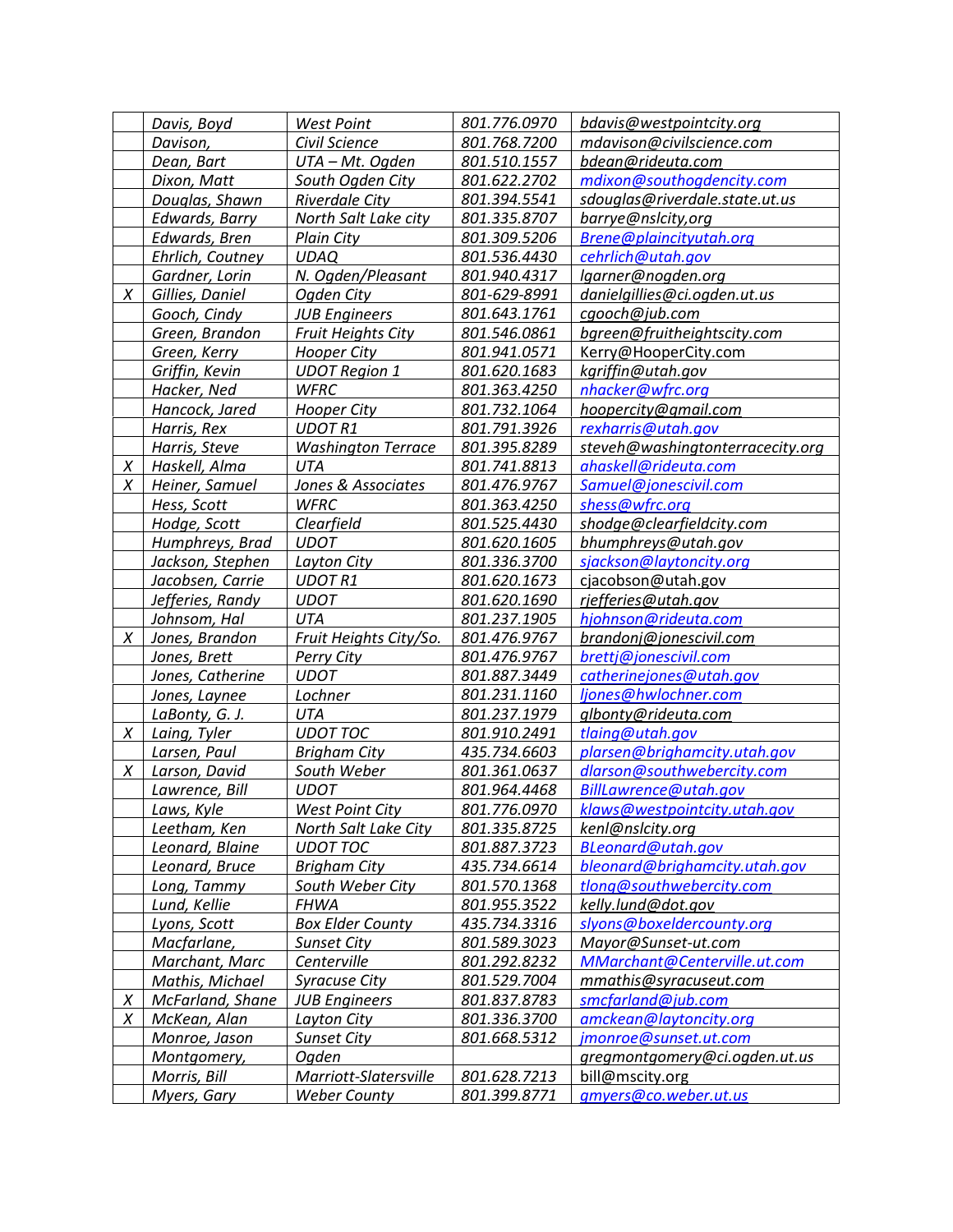| | | | | |
|---|---|---|---|---|
| | Davis, Boyd | West Point | 801.776.0970 | bdavis@westpointcity.org |
| | Davison, | Civil Science | 801.768.7200 | mdavison@civilscience.com |
| | Dean, Bart | UTA – Mt. Ogden | 801.510.1557 | bdean@rideuta.com |
| | Dixon, Matt | South Ogden City | 801.622.2702 | mdixon@southogdencity.com |
| | Douglas, Shawn | Riverdale City | 801.394.5541 | sdouglas@riverdale.state.ut.us |
| | Edwards, Barry | North Salt Lake city | 801.335.8707 | barrye@nslcity,org |
| | Edwards, Bren | Plain City | 801.309.5206 | Brene@plaincityutah.org |
| | Ehrlich, Coutney | UDAQ | 801.536.4430 | cehrlich@utah.gov |
| | Gardner, Lorin | N. Ogden/Pleasant | 801.940.4317 | lgarner@nogden.org |
| X | Gillies, Daniel | Ogden City | 801-629-8991 | danielgillies@ci.ogden.ut.us |
| | Gooch, Cindy | JUB Engineers | 801.643.1761 | cgooch@jub.com |
| | Green, Brandon | Fruit Heights City | 801.546.0861 | bgreen@fruitheightscity.com |
| | Green, Kerry | Hooper City | 801.941.0571 | Kerry@HooperCity.com |
| | Griffin, Kevin | UDOT Region 1 | 801.620.1683 | kgriffin@utah.gov |
| | Hacker, Ned | WFRC | 801.363.4250 | nhacker@wfrc.org |
| | Hancock, Jared | Hooper City | 801.732.1064 | hoopercity@gmail.com |
| | Harris, Rex | UDOT R1 | 801.791.3926 | rexharris@utah.gov |
| | Harris, Steve | Washington Terrace | 801.395.8289 | steveh@washingtonterracecity.org |
| X | Haskell, Alma | UTA | 801.741.8813 | ahaskell@rideuta.com |
| X | Heiner, Samuel | Jones & Associates | 801.476.9767 | Samuel@jonescivil.com |
| | Hess, Scott | WFRC | 801.363.4250 | shess@wfrc.org |
| | Hodge, Scott | Clearfield | 801.525.4430 | shodge@clearfieldcity.com |
| | Humphreys, Brad | UDOT | 801.620.1605 | bhumphreys@utah.gov |
| | Jackson, Stephen | Layton City | 801.336.3700 | sjackson@laytoncity.org |
| | Jacobsen, Carrie | UDOT R1 | 801.620.1673 | cjacobson@utah.gov |
| | Jefferies, Randy | UDOT | 801.620.1690 | rjefferies@utah.gov |
| | Johnsom, Hal | UTA | 801.237.1905 | hjohnson@rideuta.com |
| X | Jones, Brandon | Fruit Heights City/So. | 801.476.9767 | brandonj@jonescivil.com |
| | Jones, Brett | Perry City | 801.476.9767 | brettj@jonescivil.com |
| | Jones, Catherine | UDOT | 801.887.3449 | catherinejones@utah.gov |
| | Jones, Laynee | Lochner | 801.231.1160 | ljones@hwlochner.com |
| | LaBonty, G. J. | UTA | 801.237.1979 | glbonty@rideuta.com |
| X | Laing, Tyler | UDOT TOC | 801.910.2491 | tlaing@utah.gov |
| | Larsen, Paul | Brigham City | 435.734.6603 | plarsen@brighamcity.utah.gov |
| X | Larson, David | South Weber | 801.361.0637 | dlarson@southwebercity.com |
| | Lawrence, Bill | UDOT | 801.964.4468 | BillLawrence@utah.gov |
| | Laws, Kyle | West Point City | 801.776.0970 | klaws@westpointcity.utah.gov |
| | Leetham, Ken | North Salt Lake City | 801.335.8725 | kenl@nslcity.org |
| | Leonard, Blaine | UDOT TOC | 801.887.3723 | BLeonard@utah.gov |
| | Leonard, Bruce | Brigham City | 435.734.6614 | bleonard@brighamcity.utah.gov |
| | Long, Tammy | South Weber City | 801.570.1368 | tlong@southwebercity.com |
| | Lund, Kellie | FHWA | 801.955.3522 | kelly.lund@dot.gov |
| | Lyons, Scott | Box Elder County | 435.734.3316 | slyons@boxeldercounty.org |
| | Macfarlane, | Sunset City | 801.589.3023 | Mayor@Sunset-ut.com |
| | Marchant, Marc | Centerville | 801.292.8232 | MMarchant@Centerville.ut.com |
| | Mathis, Michael | Syracuse City | 801.529.7004 | mmathis@syracuseut.com |
| X | McFarland, Shane | JUB Engineers | 801.837.8783 | smcfarland@jub.com |
| X | McKean, Alan | Layton City | 801.336.3700 | amckean@laytoncity.org |
| | Monroe, Jason | Sunset City | 801.668.5312 | jmonroe@sunset.ut.com |
| | Montgomery, | Ogden | | gregmontgomery@ci.ogden.ut.us |
| | Morris, Bill | Marriott-Slatersville | 801.628.7213 | bill@mscity.org |
| | Myers, Gary | Weber County | 801.399.8771 | gmyers@co.weber.ut.us |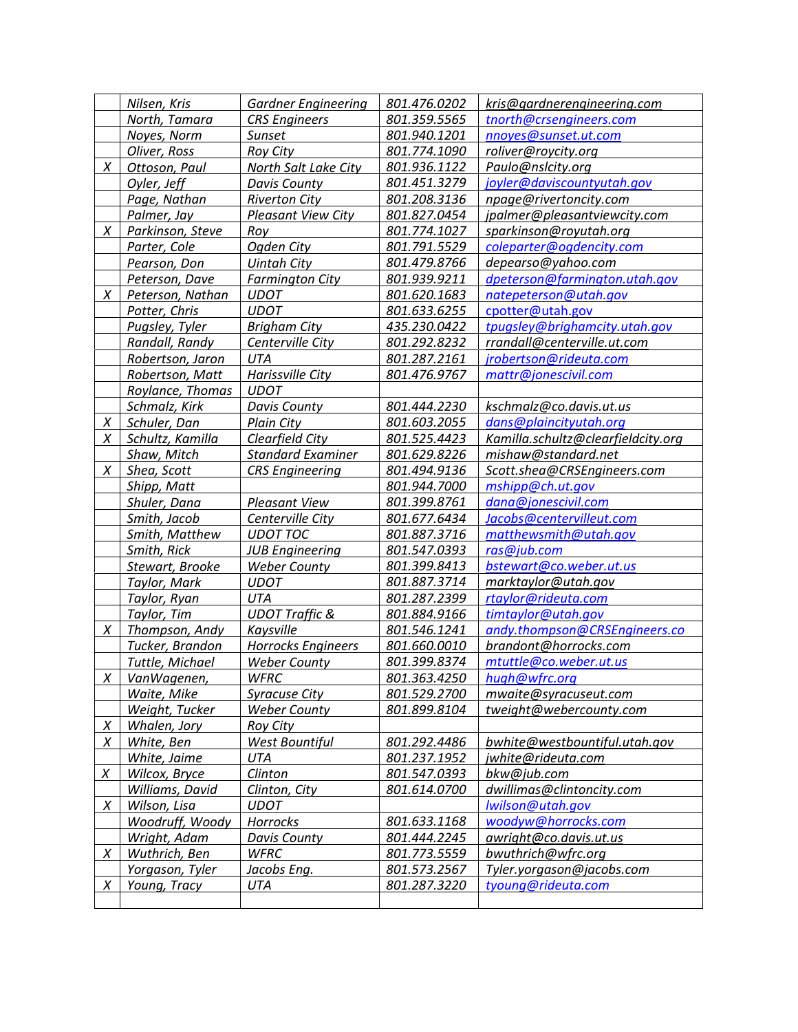| | | | | |
|---|---|---|---|---|
| | Nilsen, Kris | Gardner Engineering | 801.476.0202 | kris@gardnerengineering.com |
| | North, Tamara | CRS Engineers | 801.359.5565 | tnorth@crsengineers.com |
| | Noyes, Norm | Sunset | 801.940.1201 | nnoyes@sunset.ut.com |
| | Oliver, Ross | Roy City | 801.774.1090 | roliver@roycity.org |
| X | Ottoson, Paul | North Salt Lake City | 801.936.1122 | Paulo@nslcity.org |
| | Oyler, Jeff | Davis County | 801.451.3279 | joyler@daviscountyutah.gov |
| | Page, Nathan | Riverton City | 801.208.3136 | npage@rivertoncity.com |
| | Palmer, Jay | Pleasant View City | 801.827.0454 | jpalmer@pleasantviewcity.com |
| X | Parkinson, Steve | Roy | 801.774.1027 | sparkinson@royutah.org |
| | Parter, Cole | Ogden City | 801.791.5529 | coleparter@ogdencity.com |
| | Pearson, Don | Uintah City | 801.479.8766 | depearso@yahoo.com |
| | Peterson, Dave | Farmington City | 801.939.9211 | dpeterson@farmington.utah.gov |
| X | Peterson, Nathan | UDOT | 801.620.1683 | natepeterson@utah.gov |
| | Potter, Chris | UDOT | 801.633.6255 | cpotter@utah.gov |
| | Pugsley, Tyler | Brigham City | 435.230.0422 | tpugsley@brighamcity.utah.gov |
| | Randall, Randy | Centerville City | 801.292.8232 | rrandall@centerville.ut.com |
| | Robertson, Jaron | UTA | 801.287.2161 | jrobertson@rideuta.com |
| | Robertson, Matt | Harissville City | 801.476.9767 | mattr@jonescivil.com |
| | Roylance, Thomas | UDOT | | |
| | Schmalz, Kirk | Davis County | 801.444.2230 | kschmalz@co.davis.ut.us |
| X | Schuler, Dan | Plain City | 801.603.2055 | dans@plaincityutah.org |
| X | Schultz, Kamilla | Clearfield City | 801.525.4423 | Kamilla.schultz@clearfieldcity.org |
| | Shaw, Mitch | Standard Examiner | 801.629.8226 | mishaw@standard.net |
| X | Shea, Scott | CRS Engineering | 801.494.9136 | Scott.shea@CRSEngineers.com |
| | Shipp, Matt | | 801.944.7000 | mshipp@ch.ut.gov |
| | Shuler, Dana | Pleasant View | 801.399.8761 | dana@jonescivil.com |
| | Smith, Jacob | Centerville City | 801.677.6434 | Jacobs@centervilleut.com |
| | Smith, Matthew | UDOT TOC | 801.887.3716 | matthewsmith@utah.gov |
| | Smith, Rick | JUB Engineering | 801.547.0393 | ras@jub.com |
| | Stewart, Brooke | Weber County | 801.399.8413 | bstewart@co.weber.ut.us |
| | Taylor, Mark | UDOT | 801.887.3714 | marktaylor@utah.gov |
| | Taylor, Ryan | UTA | 801.287.2399 | rtaylor@rideuta.com |
| | Taylor, Tim | UDOT Traffic & | 801.884.9166 | timtaylor@utah.gov |
| X | Thompson, Andy | Kaysville | 801.546.1241 | andy.thompson@CRSEngineers.co |
| | Tucker, Brandon | Horrocks Engineers | 801.660.0010 | brandont@horrocks.com |
| | Tuttle, Michael | Weber County | 801.399.8374 | mtuttle@co.weber.ut.us |
| X | VanWagenen, | WFRC | 801.363.4250 | hugh@wfrc.org |
| | Waite, Mike | Syracuse City | 801.529.2700 | mwaite@syracuseut.com |
| | Weight, Tucker | Weber County | 801.899.8104 | tweight@webercounty.com |
| X | Whalen, Jory | Roy City | | |
| X | White, Ben | West Bountiful | 801.292.4486 | bwhite@westbountiful.utah.gov |
| | White, Jaime | UTA | 801.237.1952 | jwhite@rideuta.com |
| X | Wilcox, Bryce | Clinton | 801.547.0393 | bkw@jub.com |
| | Williams, David | Clinton, City | 801.614.0700 | dwillimas@clintoncity.com |
| X | Wilson, Lisa | UDOT | | lwilson@utah.gov |
| | Woodruff, Woody | Horrocks | 801.633.1168 | woodyw@horrocks.com |
| | Wright, Adam | Davis County | 801.444.2245 | awright@co.davis.ut.us |
| X | Wuthrich, Ben | WFRC | 801.773.5559 | bwuthrich@wfrc.org |
| | Yorgason, Tyler | Jacobs Eng. | 801.573.2567 | Tyler.yorgason@jacobs.com |
| X | Young, Tracy | UTA | 801.287.3220 | tyoung@rideuta.com |
| | | | | |